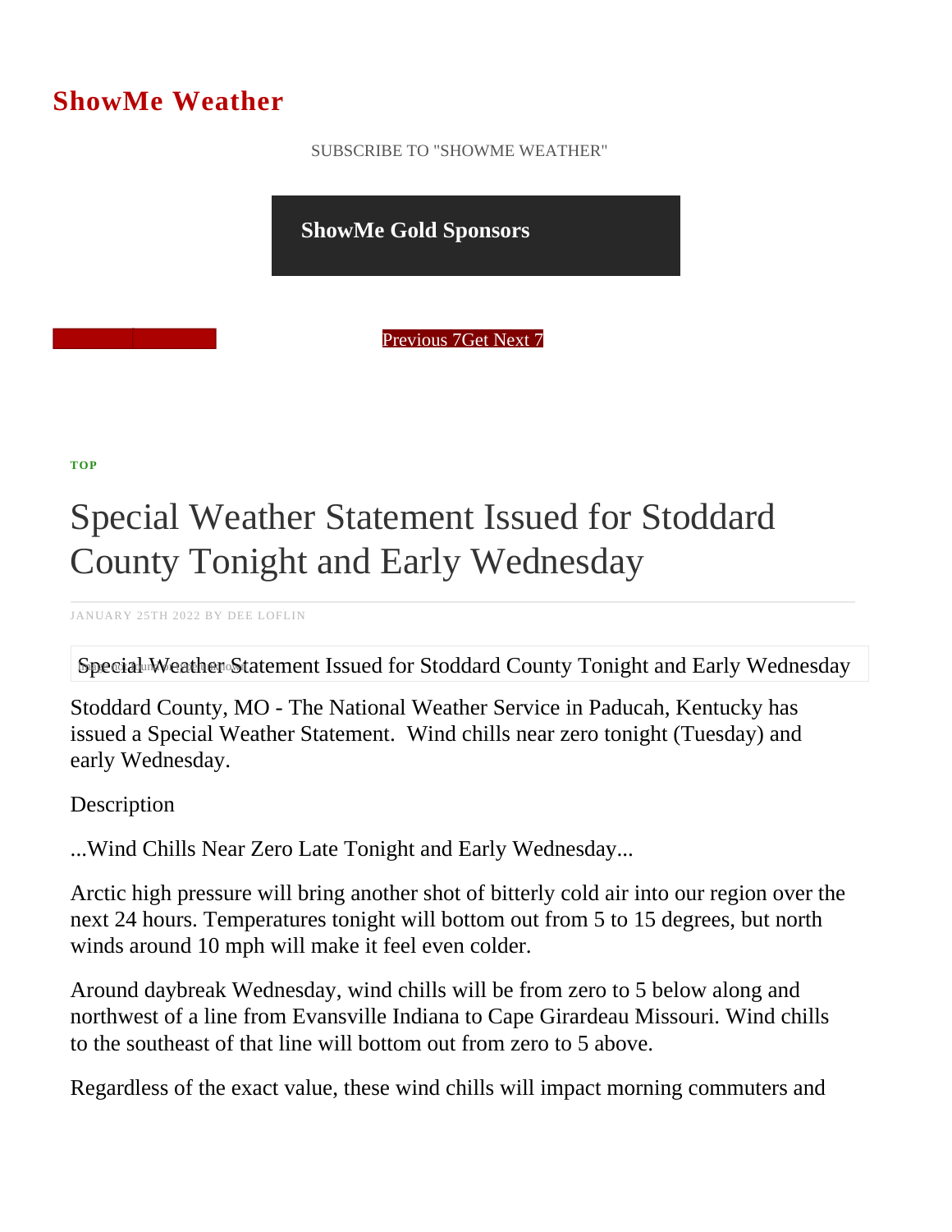# ShowMe Weather

SUBSCRIBE TO "SHOWME WEATHER"

**ShowMe Gold Sponsors**

Previous 7Get Next 7

**TOP**

# Special Weather Statement Issued for Stoddard County Tonight and Early Wednesday

JANUARY 25TH 2022 BY DEE LOFLIN

Special Weather Statement Issued for Stoddard County Tonight and Early Wednesday

Stoddard County, MO - The National Weather Service in Paducah, Kentucky has issued a Special Weather Statement.  Wind chills near zero tonight (Tuesday) and early Wednesday.

Description

...Wind Chills Near Zero Late Tonight and Early Wednesday...

Arctic high pressure will bring another shot of bitterly cold air into our region over the next 24 hours. Temperatures tonight will bottom out from 5 to 15 degrees, but north winds around 10 mph will make it feel even colder.

Around daybreak Wednesday, wind chills will be from zero to 5 below along and northwest of a line from Evansville Indiana to Cape Girardeau Missouri. Wind chills to the southeast of that line will bottom out from zero to 5 above.

Regardless of the exact value, these wind chills will impact morning commuters and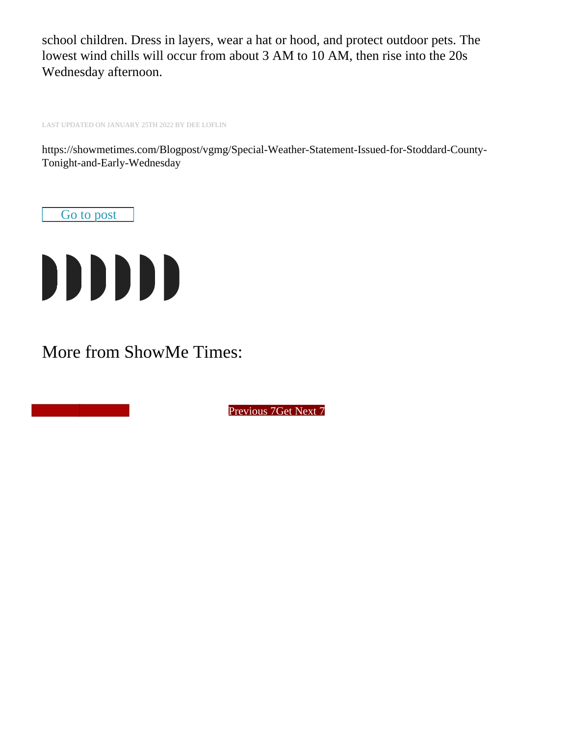school children. Dress in layers, wear a hat or hood, and protect outdoor pets. The lowest wind chills will occur from about 3 AM to 10 AM, then rise into the 20s Wednesday afternoon.

LAST UPDATED ON JANUARY 25TH 2022 BY DEE LOFLIN

https://showmetimes.com/Blogpost/vgmg/Special-Weather-Statement-Issued-for-Stoddard-County-Tonight-and-Early-Wednesday

Go to post

## More from ShowMe Times:

Previous 7Get Next 7